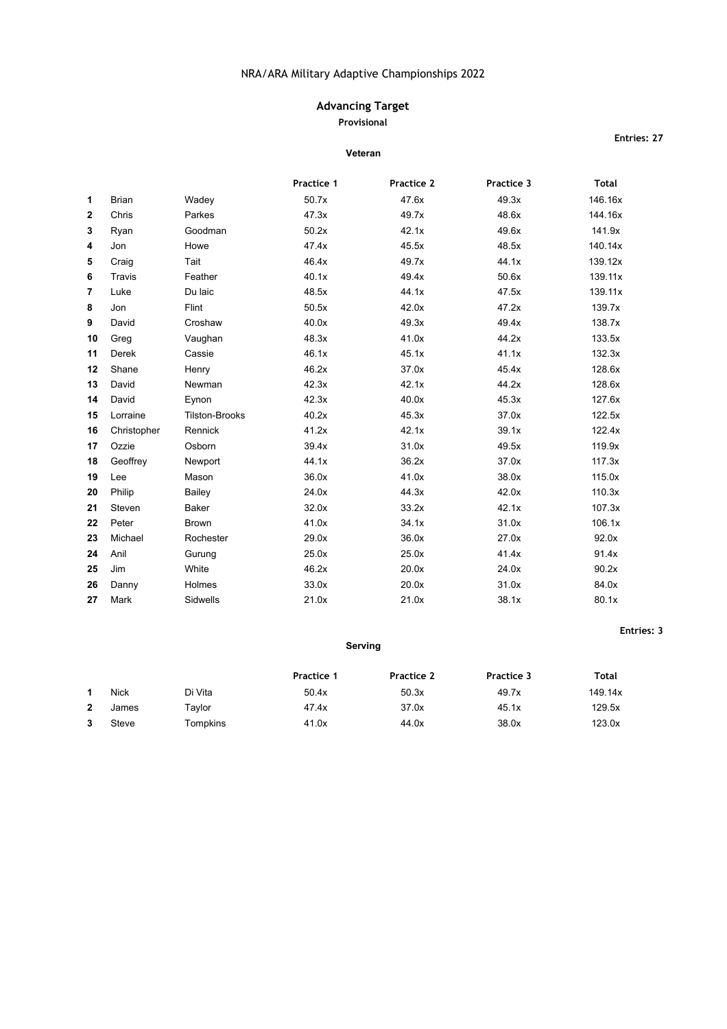NRA/ARA Military Adaptive Championships 2022

## Advancing Target

**Provisional**

**Entries: 27**

**Veteran**

| | | | Practice 1 | Practice 2 | Practice 3 | Total |
|---|---|---|---|---|---|---|
| **1** | Brian | Wadey | 50.7x | 47.6x | 49.3x | 146.16x |
| **2** | Chris | Parkes | 47.3x | 49.7x | 48.6x | 144.16x |
| **3** | Ryan | Goodman | 50.2x | 42.1x | 49.6x | 141.9x |
| **4** | Jon | Howe | 47.4x | 45.5x | 48.5x | 140.14x |
| **5** | Craig | Tait | 46.4x | 49.7x | 44.1x | 139.12x |
| **6** | Travis | Feather | 40.1x | 49.4x | 50.6x | 139.11x |
| **7** | Luke | Du laic | 48.5x | 44.1x | 47.5x | 139.11x |
| **8** | Jon | Flint | 50.5x | 42.0x | 47.2x | 139.7x |
| **9** | David | Croshaw | 40.0x | 49.3x | 49.4x | 138.7x |
| **10** | Greg | Vaughan | 48.3x | 41.0x | 44.2x | 133.5x |
| **11** | Derek | Cassie | 46.1x | 45.1x | 41.1x | 132.3x |
| **12** | Shane | Henry | 46.2x | 37.0x | 45.4x | 128.6x |
| **13** | David | Newman | 42.3x | 42.1x | 44.2x | 128.6x |
| **14** | David | Eynon | 42.3x | 40.0x | 45.3x | 127.6x |
| **15** | Lorraine | Tilston-Brooks | 40.2x | 45.3x | 37.0x | 122.5x |
| **16** | Christopher | Rennick | 41.2x | 42.1x | 39.1x | 122.4x |
| **17** | Ozzie | Osborn | 39.4x | 31.0x | 49.5x | 119.9x |
| **18** | Geoffrey | Newport | 44.1x | 36.2x | 37.0x | 117.3x |
| **19** | Lee | Mason | 36.0x | 41.0x | 38.0x | 115.0x |
| **20** | Philip | Bailey | 24.0x | 44.3x | 42.0x | 110.3x |
| **21** | Steven | Baker | 32.0x | 33.2x | 42.1x | 107.3x |
| **22** | Peter | Brown | 41.0x | 34.1x | 31.0x | 106.1x |
| **23** | Michael | Rochester | 29.0x | 36.0x | 27.0x | 92.0x |
| **24** | Anil | Gurung | 25.0x | 25.0x | 41.4x | 91.4x |
| **25** | Jim | White | 46.2x | 20.0x | 24.0x | 90.2x |
| **26** | Danny | Holmes | 33.0x | 20.0x | 31.0x | 84.0x |
| **27** | Mark | Sidwells | 21.0x | 21.0x | 38.1x | 80.1x |

**Entries: 3**

**Serving**

| | | | Practice 1 | Practice 2 | Practice 3 | Total |
|---|---|---|---|---|---|---|
| **1** | Nick | Di Vita | 50.4x | 50.3x | 49.7x | 149.14x |
| **2** | James | Taylor | 47.4x | 37.0x | 45.1x | 129.5x |
| **3** | Steve | Tompkins | 41.0x | 44.0x | 38.0x | 123.0x |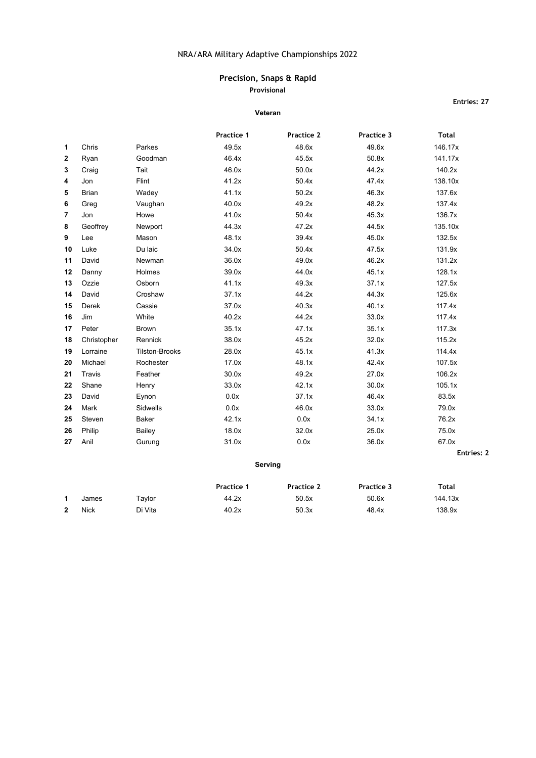# NRA/ARA Military Adaptive Championships 2022

## Precision, Snaps & Rapid

**Provisional**

**Entries: 27**

**Veteran**

| | | | Practice 1 | Practice 2 | Practice 3 | Total |
|---|---|---|---|---|---|---|
| 1 | Chris | Parkes | 49.5x | 48.6x | 49.6x | 146.17x |
| 2 | Ryan | Goodman | 46.4x | 45.5x | 50.8x | 141.17x |
| 3 | Craig | Tait | 46.0x | 50.0x | 44.2x | 140.2x |
| 4 | Jon | Flint | 41.2x | 50.4x | 47.4x | 138.10x |
| 5 | Brian | Wadey | 41.1x | 50.2x | 46.3x | 137.6x |
| 6 | Greg | Vaughan | 40.0x | 49.2x | 48.2x | 137.4x |
| 7 | Jon | Howe | 41.0x | 50.4x | 45.3x | 136.7x |
| 8 | Geoffrey | Newport | 44.3x | 47.2x | 44.5x | 135.10x |
| 9 | Lee | Mason | 48.1x | 39.4x | 45.0x | 132.5x |
| 10 | Luke | Du laic | 34.0x | 50.4x | 47.5x | 131.9x |
| 11 | David | Newman | 36.0x | 49.0x | 46.2x | 131.2x |
| 12 | Danny | Holmes | 39.0x | 44.0x | 45.1x | 128.1x |
| 13 | Ozzie | Osborn | 41.1x | 49.3x | 37.1x | 127.5x |
| 14 | David | Croshaw | 37.1x | 44.2x | 44.3x | 125.6x |
| 15 | Derek | Cassie | 37.0x | 40.3x | 40.1x | 117.4x |
| 16 | Jim | White | 40.2x | 44.2x | 33.0x | 117.4x |
| 17 | Peter | Brown | 35.1x | 47.1x | 35.1x | 117.3x |
| 18 | Christopher | Rennick | 38.0x | 45.2x | 32.0x | 115.2x |
| 19 | Lorraine | Tilston-Brooks | 28.0x | 45.1x | 41.3x | 114.4x |
| 20 | Michael | Rochester | 17.0x | 48.1x | 42.4x | 107.5x |
| 21 | Travis | Feather | 30.0x | 49.2x | 27.0x | 106.2x |
| 22 | Shane | Henry | 33.0x | 42.1x | 30.0x | 105.1x |
| 23 | David | Eynon | 0.0x | 37.1x | 46.4x | 83.5x |
| 24 | Mark | Sidwells | 0.0x | 46.0x | 33.0x | 79.0x |
| 25 | Steven | Baker | 42.1x | 0.0x | 34.1x | 76.2x |
| 26 | Philip | Bailey | 18.0x | 32.0x | 25.0x | 75.0x |
| 27 | Anil | Gurung | 31.0x | 0.0x | 36.0x | 67.0x |

**Entries: 2**

**Serving**

| | | | Practice 1 | Practice 2 | Practice 3 | Total |
|---|---|---|---|---|---|---|
| 1 | James | Taylor | 44.2x | 50.5x | 50.6x | 144.13x |
| 2 | Nick | Di Vita | 40.2x | 50.3x | 48.4x | 138.9x |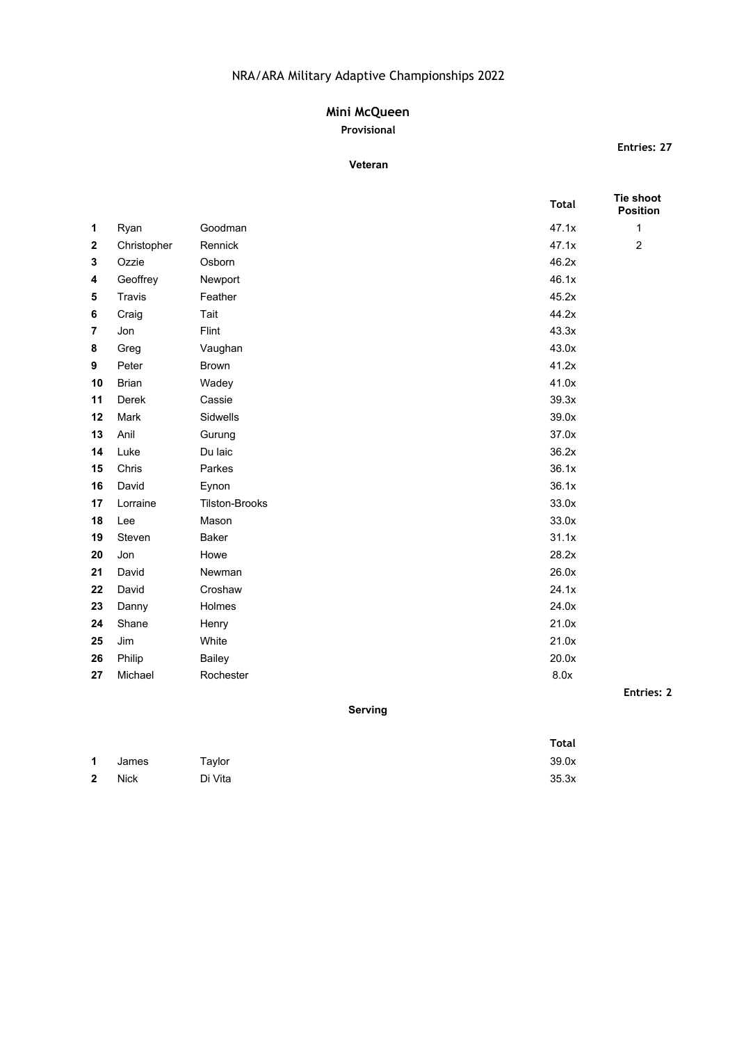# NRA/ARA Military Adaptive Championships 2022

## Mini McQueen

**Provisional**

**Entries: 27**

### Veteran

| | | | Total | Tie shoot Position |
|---|---|---|---|---|
| **1** | Ryan | Goodman | 47.1x | 1 |
| **2** | Christopher | Rennick | 47.1x | 2 |
| **3** | Ozzie | Osborn | 46.2x | |
| **4** | Geoffrey | Newport | 46.1x | |
| **5** | Travis | Feather | 45.2x | |
| **6** | Craig | Tait | 44.2x | |
| **7** | Jon | Flint | 43.3x | |
| **8** | Greg | Vaughan | 43.0x | |
| **9** | Peter | Brown | 41.2x | |
| **10** | Brian | Wadey | 41.0x | |
| **11** | Derek | Cassie | 39.3x | |
| **12** | Mark | Sidwells | 39.0x | |
| **13** | Anil | Gurung | 37.0x | |
| **14** | Luke | Du laic | 36.2x | |
| **15** | Chris | Parkes | 36.1x | |
| **16** | David | Eynon | 36.1x | |
| **17** | Lorraine | Tilston-Brooks | 33.0x | |
| **18** | Lee | Mason | 33.0x | |
| **19** | Steven | Baker | 31.1x | |
| **20** | Jon | Howe | 28.2x | |
| **21** | David | Newman | 26.0x | |
| **22** | David | Croshaw | 24.1x | |
| **23** | Danny | Holmes | 24.0x | |
| **24** | Shane | Henry | 21.0x | |
| **25** | Jim | White | 21.0x | |
| **26** | Philip | Bailey | 20.0x | |
| **27** | Michael | Rochester | 8.0x | |

**Entries: 2**

### Serving

| | | | Total |
|---|---|---|---|
| **1** | James | Taylor | 39.0x |
| **2** | Nick | Di Vita | 35.3x |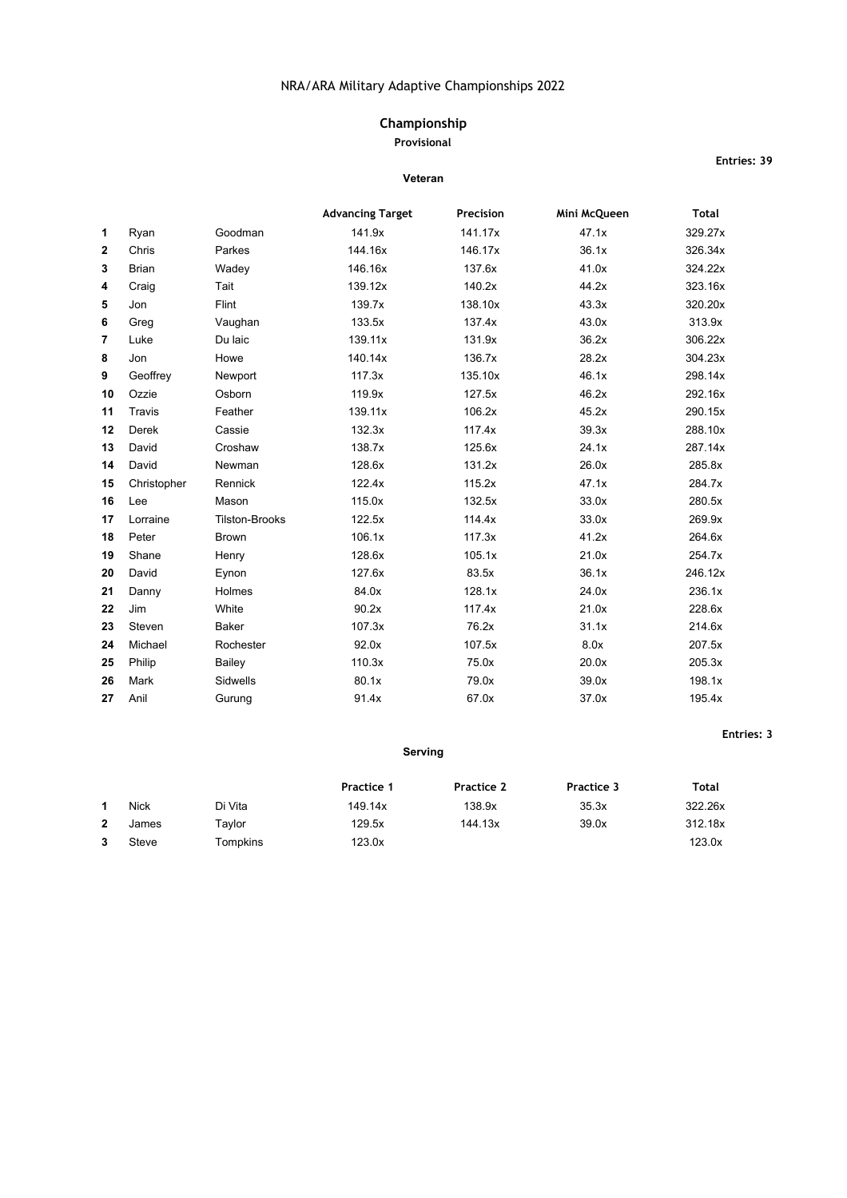NRA/ARA Military Adaptive Championships 2022

## Championship

**Provisional**

**Entries: 39**

### Veteran

| | | | Advancing Target | Precision | Mini McQueen | Total |
|---|---|---|---|---|---|---|
| 1 | Ryan | Goodman | 141.9x | 141.17x | 47.1x | 329.27x |
| 2 | Chris | Parkes | 144.16x | 146.17x | 36.1x | 326.34x |
| 3 | Brian | Wadey | 146.16x | 137.6x | 41.0x | 324.22x |
| 4 | Craig | Tait | 139.12x | 140.2x | 44.2x | 323.16x |
| 5 | Jon | Flint | 139.7x | 138.10x | 43.3x | 320.20x |
| 6 | Greg | Vaughan | 133.5x | 137.4x | 43.0x | 313.9x |
| 7 | Luke | Du laic | 139.11x | 131.9x | 36.2x | 306.22x |
| 8 | Jon | Howe | 140.14x | 136.7x | 28.2x | 304.23x |
| 9 | Geoffrey | Newport | 117.3x | 135.10x | 46.1x | 298.14x |
| 10 | Ozzie | Osborn | 119.9x | 127.5x | 46.2x | 292.16x |
| 11 | Travis | Feather | 139.11x | 106.2x | 45.2x | 290.15x |
| 12 | Derek | Cassie | 132.3x | 117.4x | 39.3x | 288.10x |
| 13 | David | Croshaw | 138.7x | 125.6x | 24.1x | 287.14x |
| 14 | David | Newman | 128.6x | 131.2x | 26.0x | 285.8x |
| 15 | Christopher | Rennick | 122.4x | 115.2x | 47.1x | 284.7x |
| 16 | Lee | Mason | 115.0x | 132.5x | 33.0x | 280.5x |
| 17 | Lorraine | Tilston-Brooks | 122.5x | 114.4x | 33.0x | 269.9x |
| 18 | Peter | Brown | 106.1x | 117.3x | 41.2x | 264.6x |
| 19 | Shane | Henry | 128.6x | 105.1x | 21.0x | 254.7x |
| 20 | David | Eynon | 127.6x | 83.5x | 36.1x | 246.12x |
| 21 | Danny | Holmes | 84.0x | 128.1x | 24.0x | 236.1x |
| 22 | Jim | White | 90.2x | 117.4x | 21.0x | 228.6x |
| 23 | Steven | Baker | 107.3x | 76.2x | 31.1x | 214.6x |
| 24 | Michael | Rochester | 92.0x | 107.5x | 8.0x | 207.5x |
| 25 | Philip | Bailey | 110.3x | 75.0x | 20.0x | 205.3x |
| 26 | Mark | Sidwells | 80.1x | 79.0x | 39.0x | 198.1x |
| 27 | Anil | Gurung | 91.4x | 67.0x | 37.0x | 195.4x |

**Entries: 3**

### Serving

| | | | Practice 1 | Practice 2 | Practice 3 | Total |
|---|---|---|---|---|---|---|
| 1 | Nick | Di Vita | 149.14x | 138.9x | 35.3x | 322.26x |
| 2 | James | Taylor | 129.5x | 144.13x | 39.0x | 312.18x |
| 3 | Steve | Tompkins | 123.0x | | | 123.0x |